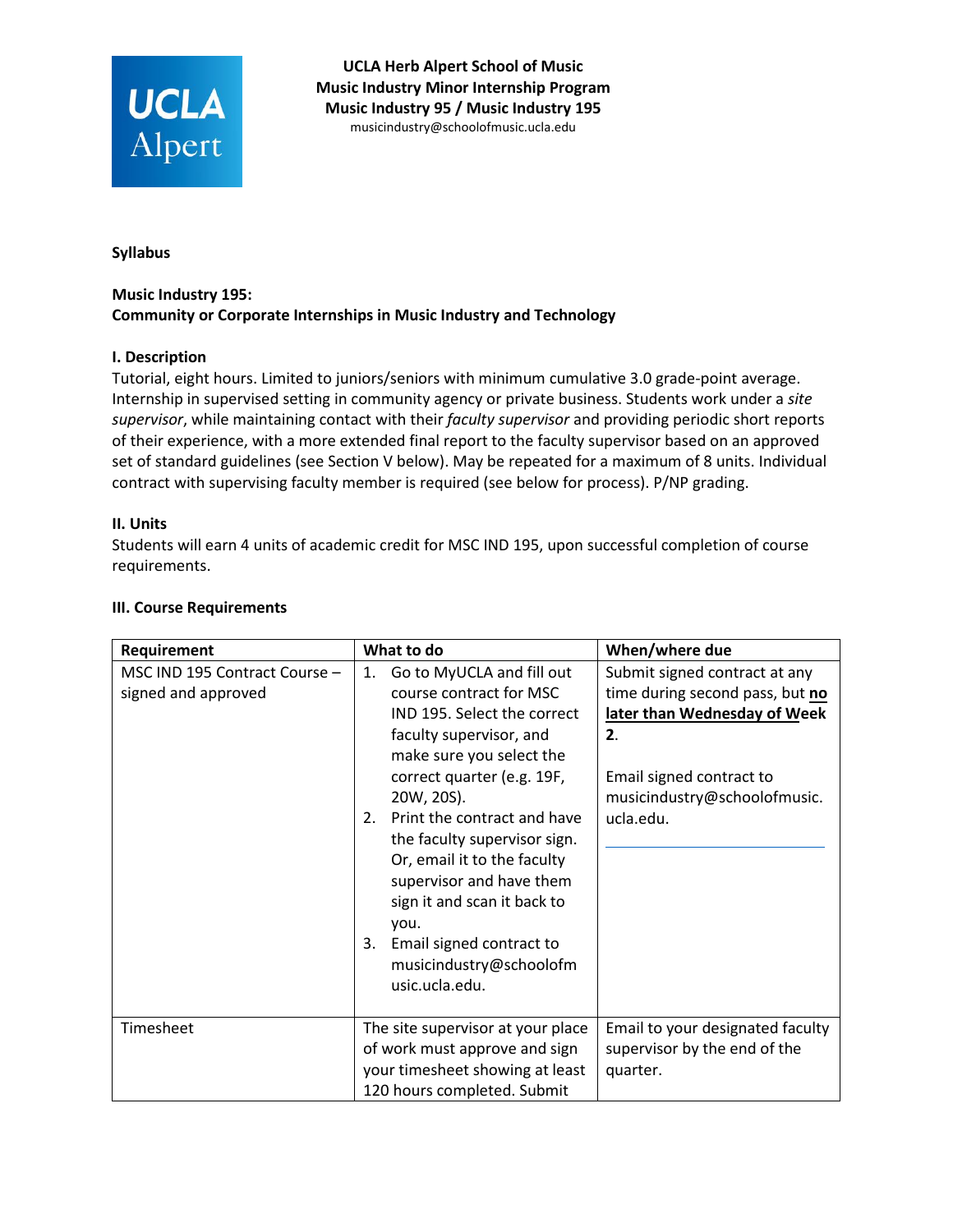**UCLA Herb Alpert School of Music**
**Music Industry Minor Internship Program**
**Music Industry 95 / Music Industry 195**
musicindustry@schoolofmusic.ucla.edu

**Syllabus**

**Music Industry 195:**
**Community or Corporate Internships in Music Industry and Technology**

**I. Description**

Tutorial, eight hours. Limited to juniors/seniors with minimum cumulative 3.0 grade-point average. Internship in supervised setting in community agency or private business. Students work under a *site supervisor*, while maintaining contact with their *faculty supervisor* and providing periodic short reports of their experience, with a more extended final report to the faculty supervisor based on an approved set of standard guidelines (see Section V below). May be repeated for a maximum of 8 units. Individual contract with supervising faculty member is required (see below for process). P/NP grading.

**II. Units**

Students will earn 4 units of academic credit for MSC IND 195, upon successful completion of course requirements.

**III. Course Requirements**

| Requirement | What to do | When/where due |
|---|---|---|
| MSC IND 195 Contract Course – signed and approved | 1. Go to MyUCLA and fill out course contract for MSC IND 195. Select the correct faculty supervisor, and make sure you select the correct quarter (e.g. 19F, 20W, 20S).<br>2. Print the contract and have the faculty supervisor sign. Or, email it to the faculty supervisor and have them sign it and scan it back to you.<br>3. Email signed contract to musicindustry@schoolofmusic.ucla.edu. | Submit signed contract at any time during second pass, but **<u>no later than Wednesday of Week 2</u>**.<br><br>Email signed contract to musicindustry@schoolofmusic.ucla.edu. |
| Timesheet | The site supervisor at your place of work must approve and sign your timesheet showing at least 120 hours completed. Submit | Email to your designated faculty supervisor by the end of the quarter. |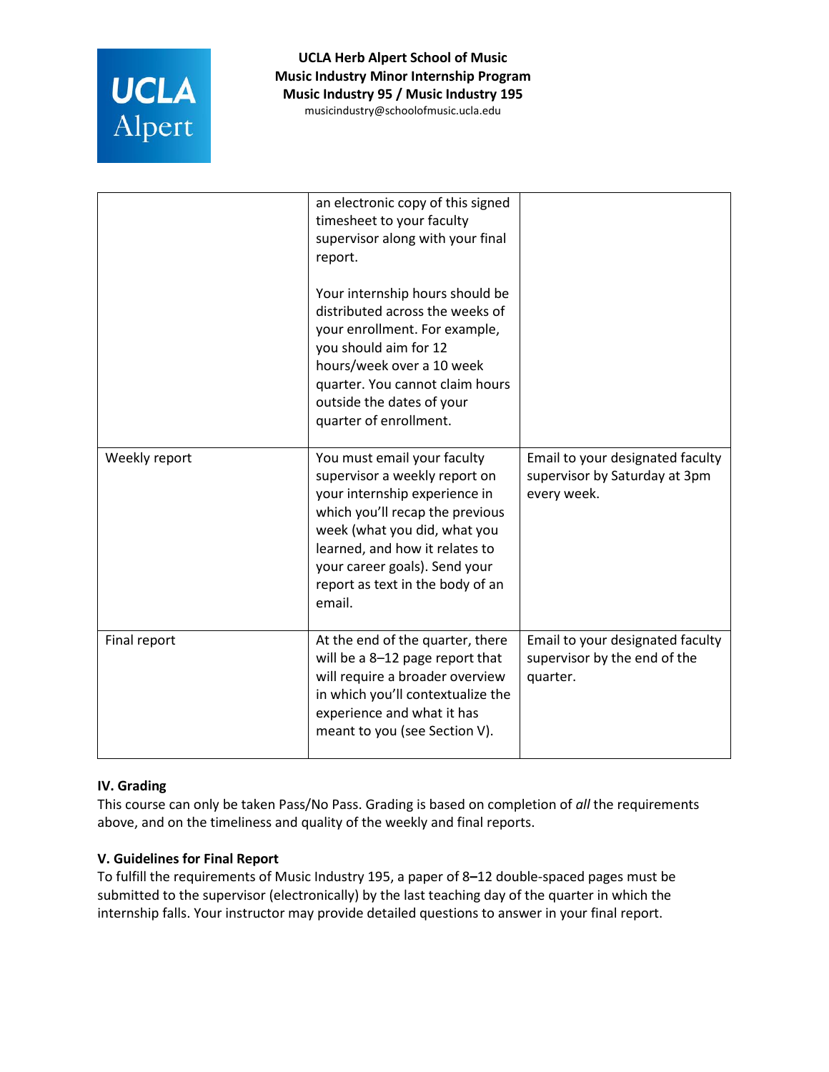| | | |
|---|---|---|
| | an electronic copy of this signed timesheet to your faculty supervisor along with your final report.<br><br>Your internship hours should be distributed across the weeks of your enrollment. For example, you should aim for 12 hours/week over a 10 week quarter. You cannot claim hours outside the dates of your quarter of enrollment. | |
| Weekly report | You must email your faculty supervisor a weekly report on your internship experience in which you'll recap the previous week (what you did, what you learned, and how it relates to your career goals). Send your report as text in the body of an email. | Email to your designated faculty supervisor by Saturday at 3pm every week. |
| Final report | At the end of the quarter, there will be a 8–12 page report that will require a broader overview in which you'll contextualize the experience and what it has meant to you (see Section V). | Email to your designated faculty supervisor by the end of the quarter. |

**IV. Grading**

This course can only be taken Pass/No Pass. Grading is based on completion of *all* the requirements above, and on the timeliness and quality of the weekly and final reports.

**V. Guidelines for Final Report**

To fulfill the requirements of Music Industry 195, a paper of 8–12 double-spaced pages must be submitted to the supervisor (electronically) by the last teaching day of the quarter in which the internship falls. Your instructor may provide detailed questions to answer in your final report.